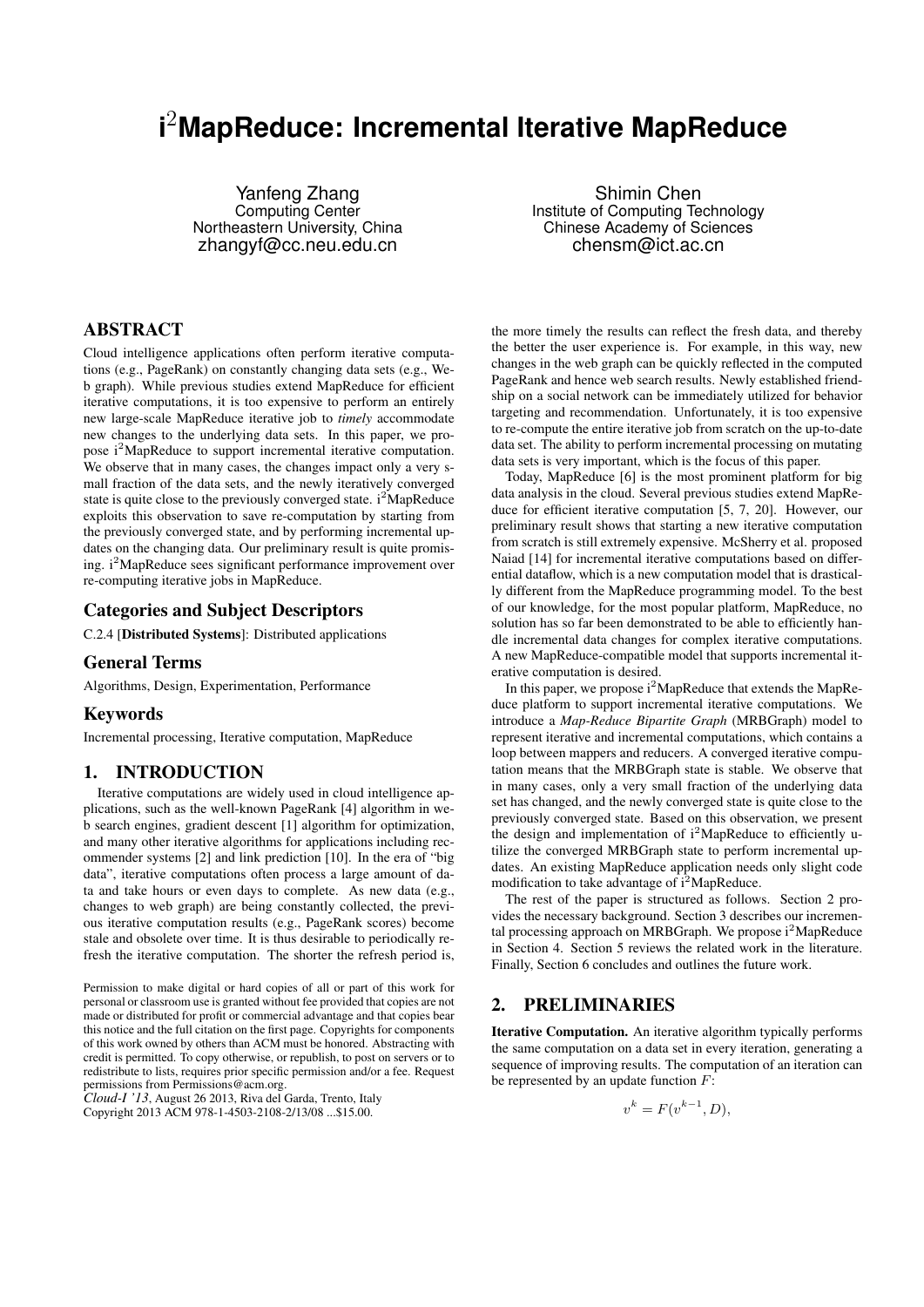# $i^2$MapReduce: Incremental Iterative MapReduce

Yanfeng Zhang
Computing Center
Northeastern University, China
zhangyf@cc.neu.edu.cn

Shimin Chen
Institute of Computing Technology
Chinese Academy of Sciences
chensm@ict.ac.cn

## ABSTRACT

Cloud intelligence applications often perform iterative computations (e.g., PageRank) on constantly changing data sets (e.g., Web graph). While previous studies extend MapReduce for efficient iterative computations, it is too expensive to perform an entirely new large-scale MapReduce iterative job to *timely* accommodate new changes to the underlying data sets. In this paper, we propose $i^2$MapReduce to support incremental iterative computation. We observe that in many cases, the changes impact only a very small fraction of the data sets, and the newly iteratively converged state is quite close to the previously converged state. $i^2$MapReduce exploits this observation to save re-computation by starting from the previously converged state, and by performing incremental updates on the changing data. Our preliminary result is quite promising. $i^2$MapReduce sees significant performance improvement over re-computing iterative jobs in MapReduce.

## Categories and Subject Descriptors

C.2.4 [**Distributed Systems**]: Distributed applications

## General Terms

Algorithms, Design, Experimentation, Performance

## Keywords

Incremental processing, Iterative computation, MapReduce

## 1. INTRODUCTION

Iterative computations are widely used in cloud intelligence applications, such as the well-known PageRank [4] algorithm in web search engines, gradient descent [1] algorithm for optimization, and many other iterative algorithms for applications including recommender systems [2] and link prediction [10]. In the era of "big data", iterative computations often process a large amount of data and take hours or even days to complete. As new data (e.g., changes to web graph) are being constantly collected, the previous iterative computation results (e.g., PageRank scores) become stale and obsolete over time. It is thus desirable to periodically refresh the iterative computation. The shorter the refresh period is, the more timely the results can reflect the fresh data, and thereby the better the user experience is. For example, in this way, new changes in the web graph can be quickly reflected in the computed PageRank and hence web search results. Newly established friendship on a social network can be immediately utilized for behavior targeting and recommendation. Unfortunately, it is too expensive to re-compute the entire iterative job from scratch on the up-to-date data set. The ability to perform incremental processing on mutating data sets is very important, which is the focus of this paper.

Today, MapReduce [6] is the most prominent platform for big data analysis in the cloud. Several previous studies extend MapReduce for efficient iterative computation [5, 7, 20]. However, our preliminary result shows that starting a new iterative computation from scratch is still extremely expensive. McSherry et al. proposed Naiad [14] for incremental iterative computations based on differential dataflow, which is a new computation model that is drastically different from the MapReduce programming model. To the best of our knowledge, for the most popular platform, MapReduce, no solution has so far been demonstrated to be able to efficiently handle incremental data changes for complex iterative computations. A new MapReduce-compatible model that supports incremental iterative computation is desired.

In this paper, we propose $i^2$MapReduce that extends the MapReduce platform to support incremental iterative computations. We introduce a *Map-Reduce Bipartite Graph* (MRBGraph) model to represent iterative and incremental computations, which contains a loop between mappers and reducers. A converged iterative computation means that the MRBGraph state is stable. We observe that in many cases, only a very small fraction of the underlying data set has changed, and the newly converged state is quite close to the previously converged state. Based on this observation, we present the design and implementation of $i^2$MapReduce to efficiently utilize the converged MRBGraph state to perform incremental updates. An existing MapReduce application needs only slight code modification to take advantage of $i^2$MapReduce.

The rest of the paper is structured as follows. Section 2 provides the necessary background. Section 3 describes our incremental processing approach on MRBGraph. We propose $i^2$MapReduce in Section 4. Section 5 reviews the related work in the literature. Finally, Section 6 concludes and outlines the future work.

## 2. PRELIMINARIES

**Iterative Computation.** An iterative algorithm typically performs the same computation on a data set in every iteration, generating a sequence of improving results. The computation of an iteration can be represented by an update function $F$:

$$v^k = F(v^{k-1}, D),$$

Permission to make digital or hard copies of all or part of this work for personal or classroom use is granted without fee provided that copies are not made or distributed for profit or commercial advantage and that copies bear this notice and the full citation on the first page. Copyrights for components of this work owned by others than ACM must be honored. Abstracting with credit is permitted. To copy otherwise, or republish, to post on servers or to redistribute to lists, requires prior specific permission and/or a fee. Request permissions from Permissions@acm.org.
*Cloud-I '13*, August 26 2013, Riva del Garda, Trento, Italy
Copyright 2013 ACM 978-1-4503-2108-2/13/08 ...$15.00.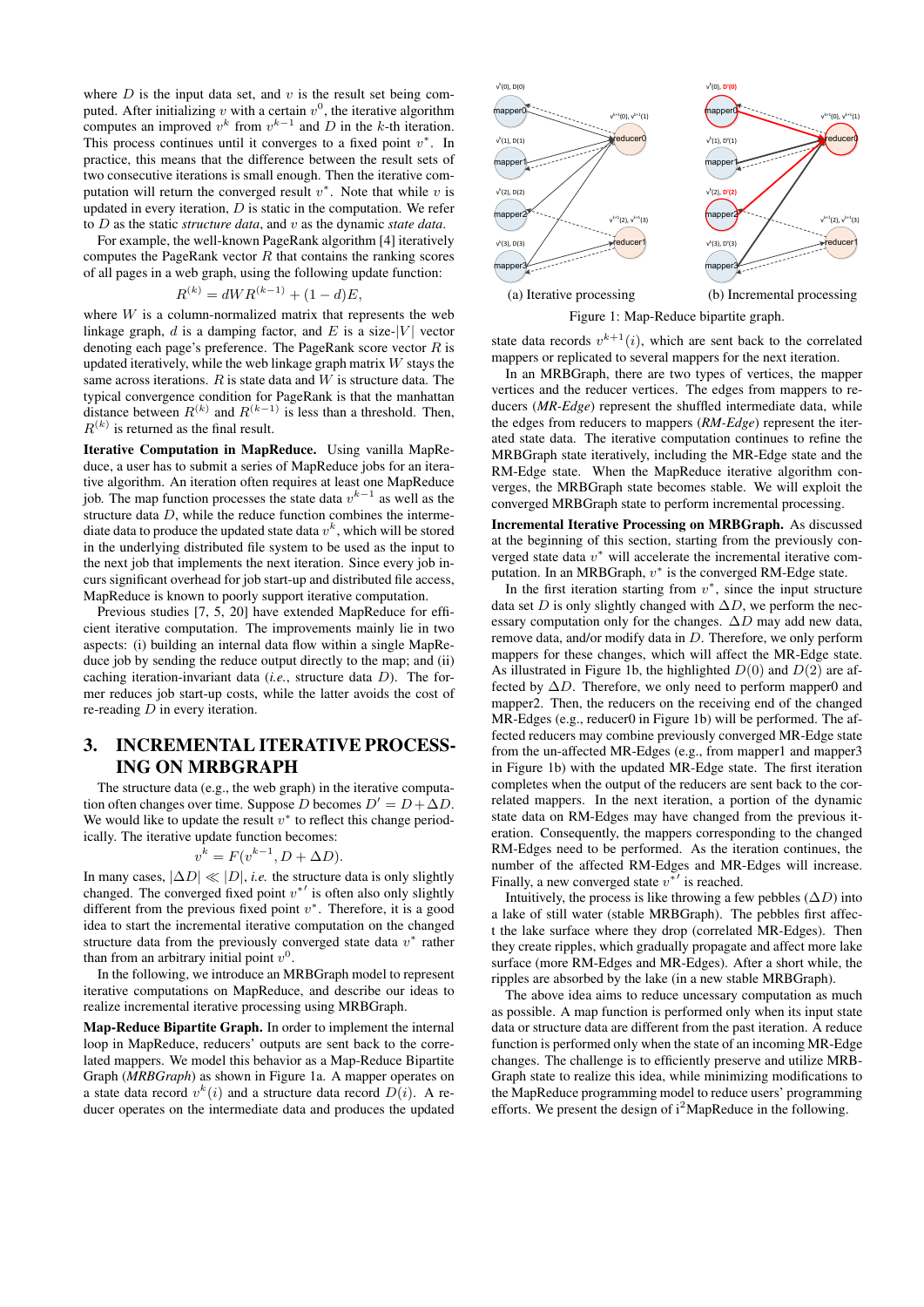where $D$ is the input data set, and $v$ is the result set being computed. After initializing $v$ with a certain $v^0$, the iterative algorithm computes an improved $v^k$ from $v^{k-1}$ and $D$ in the $k$-th iteration. This process continues until it converges to a fixed point $v^*$. In practice, this means that the difference between the result sets of two consecutive iterations is small enough. Then the iterative computation will return the converged result $v^*$. Note that while $v$ is updated in every iteration, $D$ is static in the computation. We refer to $D$ as the static *structure data*, and $v$ as the dynamic *state data*.

For example, the well-known PageRank algorithm [4] iteratively computes the PageRank vector $R$ that contains the ranking scores of all pages in a web graph, using the following update function:

$$R^{(k)} = dWR^{(k-1)} + (1-d)E,$$

where $W$ is a column-normalized matrix that represents the web linkage graph, $d$ is a damping factor, and $E$ is a size-$|V|$ vector denoting each page's preference. The PageRank score vector $R$ is updated iteratively, while the web linkage graph matrix $W$ stays the same across iterations. $R$ is state data and $W$ is structure data. The typical convergence condition for PageRank is that the manhattan distance between $R^{(k)}$ and $R^{(k-1)}$ is less than a threshold. Then, $R^{(k)}$ is returned as the final result.

**Iterative Computation in MapReduce.** Using vanilla MapReduce, a user has to submit a series of MapReduce jobs for an iterative algorithm. An iteration often requires at least one MapReduce job. The map function processes the state data $v^{k-1}$ as well as the structure data $D$, while the reduce function combines the intermediate data to produce the updated state data $v^k$, which will be stored in the underlying distributed file system to be used as the input to the next job that implements the next iteration. Since every job incurs significant overhead for job start-up and distributed file access, MapReduce is known to poorly support iterative computation.

Previous studies [7, 5, 20] have extended MapReduce for efficient iterative computation. The improvements mainly lie in two aspects: (i) building an internal data flow within a single MapReduce job by sending the reduce output directly to the map; and (ii) caching iteration-invariant data (*i.e.*, structure data $D$). The former reduces job start-up costs, while the latter avoids the cost of re-reading $D$ in every iteration.

## 3. INCREMENTAL ITERATIVE PROCESSING ON MRBGRAPH

The structure data (e.g., the web graph) in the iterative computation often changes over time. Suppose $D$ becomes $D' = D + \Delta D$. We would like to update the result $v^*$ to reflect this change periodically. The iterative update function becomes:

$$v^k = F(v^{k-1}, D + \Delta D).$$

In many cases, $|\Delta D| \ll |D|$, *i.e.* the structure data is only slightly changed. The converged fixed point $v^{*\prime}$ is often also only slightly different from the previous fixed point $v^*$. Therefore, it is a good idea to start the incremental iterative computation on the changed structure data from the previously converged state data $v^*$ rather than from an arbitrary initial point $v^0$.

In the following, we introduce an MRBGraph model to represent iterative computations on MapReduce, and describe our ideas to realize incremental iterative processing using MRBGraph.

**Map-Reduce Bipartite Graph.** In order to implement the internal loop in MapReduce, reducers' outputs are sent back to the correlated mappers. We model this behavior as a Map-Reduce Bipartite Graph (*MRBGraph*) as shown in Figure 1a. A mapper operates on a state data record $v^k(i)$ and a structure data record $D(i)$. A reducer operates on the intermediate data and produces the updated state data records $v^{k+1}(i)$, which are sent back to the correlated mappers or replicated to several mappers for the next iteration.

Figure 1: Map-Reduce bipartite graph. (a) Iterative processing (b) Incremental processing

In an MRBGraph, there are two types of vertices, the mapper vertices and the reducer vertices. The edges from mappers to reducers (*MR-Edge*) represent the shuffled intermediate data, while the edges from reducers to mappers (*RM-Edge*) represent the iterated state data. The iterative computation continues to refine the MRBGraph state iteratively, including the MR-Edge state and the RM-Edge state. When the MapReduce iterative algorithm converges, the MRBGraph state becomes stable. We will exploit the converged MRBGraph state to perform incremental processing.

**Incremental Iterative Processing on MRBGraph.** As discussed at the beginning of this section, starting from the previously converged state data $v^*$ will accelerate the incremental iterative computation. In an MRBGraph, $v^*$ is the converged RM-Edge state.

In the first iteration starting from $v^*$, since the input structure data set $D$ is only slightly changed with $\Delta D$, we perform the necessary computation only for the changes. $\Delta D$ may add new data, remove data, and/or modify data in $D$. Therefore, we only perform mappers for these changes, which will affect the MR-Edge state. As illustrated in Figure 1b, the highlighted $D(0)$ and $D(2)$ are affected by $\Delta D$. Therefore, we only need to perform mapper0 and mapper2. Then, the reducers on the receiving end of the changed MR-Edges (e.g., reducer0 in Figure 1b) will be performed. The affected reducers may combine previously converged MR-Edge state from the un-affected MR-Edges (e.g., from mapper1 and mapper3 in Figure 1b) with the updated MR-Edge state. The first iteration completes when the outputs of the reducers are sent back to the correlated mappers. In the next iteration, a portion of the dynamic state data on RM-Edges may have changed from the previous iteration. Consequently, the mappers corresponding to the changed RM-Edges need to be performed. As the iteration continues, the number of the affected RM-Edges and MR-Edges will increase. Finally, a new converged state $v^{*\prime}$ is reached.

Intuitively, the process is like throwing a few pebbles ($\Delta D$) into a lake of still water (stable MRBGraph). The pebbles first affect the lake surface where they drop (correlated MR-Edges). Then they create ripples, which gradually propagate and affect more lake surface (more RM-Edges and MR-Edges). After a short while, the ripples are absorbed by the lake (in a new stable MRBGraph).

The above idea aims to reduce unecessary computation as much as possible. A map function is performed only when its input state data or structure data are different from the past iteration. A reduce function is performed only when the state of an incoming MR-Edge changes. The challenge is to efficiently preserve and utilize MRBGraph state to realize this idea, while minimizing modifications to the MapReduce programming model to reduce users' programming efforts. We present the design of i[2]MapReduce in the following.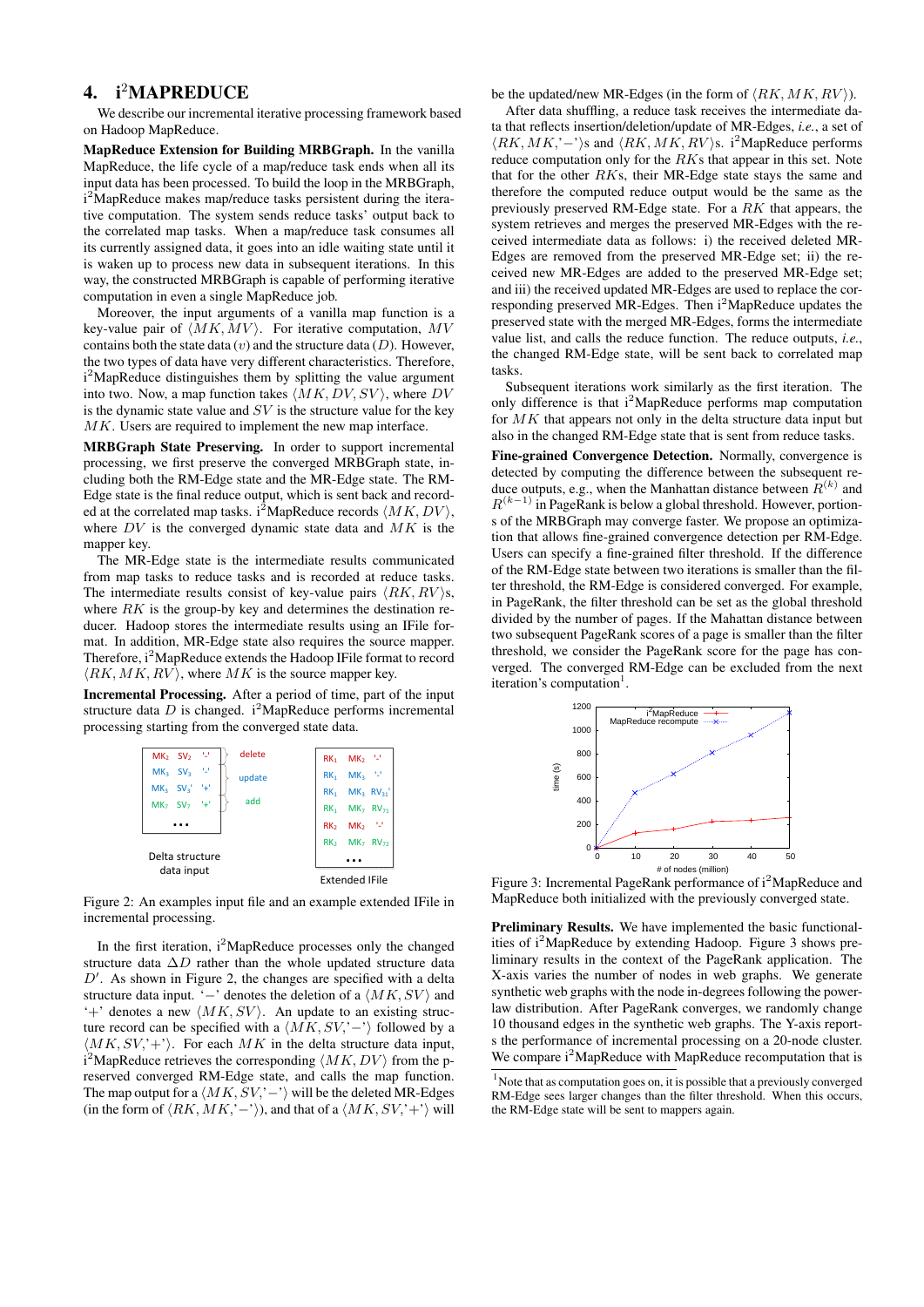## 4. i²MAPREDUCE

We describe our incremental iterative processing framework based on Hadoop MapReduce.

**MapReduce Extension for Building MRBGraph.** In the vanilla MapReduce, the life cycle of a map/reduce task ends when all its input data has been processed. To build the loop in the MRBGraph, i²MapReduce makes map/reduce tasks persistent during the iterative computation. The system sends reduce tasks' output back to the correlated map tasks. When a map/reduce task consumes all its currently assigned data, it goes into an idle waiting state until it is waken up to process new data in subsequent iterations. In this way, the constructed MRBGraph is capable of performing iterative computation in even a single MapReduce job.

Moreover, the input arguments of a vanilla map function is a key-value pair of $\langle MK, MV \rangle$. For iterative computation, $MV$ contains both the state data ($v$) and the structure data ($D$). However, the two types of data have very different characteristics. Therefore, i²MapReduce distinguishes them by splitting the value argument into two. Now, a map function takes $\langle MK, DV, SV \rangle$, where $DV$ is the dynamic state value and $SV$ is the structure value for the key $MK$. Users are required to implement the new map interface.

**MRBGraph State Preserving.** In order to support incremental processing, we first preserve the converged MRBGraph state, including both the RM-Edge state and the MR-Edge state. The RM-Edge state is the final reduce output, which is sent back and recorded at the correlated map tasks. i²MapReduce records $\langle MK, DV \rangle$, where $DV$ is the converged dynamic state data and $MK$ is the mapper key.

The MR-Edge state is the intermediate results communicated from map tasks to reduce tasks and is recorded at reduce tasks. The intermediate results consist of key-value pairs $\langle RK, RV \rangle$s, where $RK$ is the group-by key and determines the destination reducer. Hadoop stores the intermediate results using an IFile format. In addition, MR-Edge state also requires the source mapper. Therefore, i²MapReduce extends the Hadoop IFile format to record $\langle RK, MK, RV \rangle$, where $MK$ is the source mapper key.

**Incremental Processing.** After a period of time, part of the input structure data $D$ is changed. i²MapReduce performs incremental processing starting from the converged state data.

| | | | |
|---|---|---|---|
| $MK_2$ | $SV_2$ | '-' | delete |
| $MK_3$ | $SV_3$ | '-' | update |
| $MK_3$ | $SV_3'$ | '+' | |
| $MK_7$ | $SV_7$ | '+' | add |
| ... | | | |

Delta structure data input

| | | |
|---|---|---|
| $RK_1$ | $MK_2$ | '-' |
| $RK_1$ | $MK_3$ | '-' |
| $RK_1$ | $MK_3$ | $RV_{31}'$ |
| $RK_1$ | $MK_7$ | $RV_{71}$ |
| $RK_2$ | $MK_2$ | '-' |
| $RK_2$ | $MK_7$ | $RV_{72}$ |
| ... | | |

Extended IFile

Figure 2: An examples input file and an example extended IFile in incremental processing.

In the first iteration, i²MapReduce processes only the changed structure data $\Delta D$ rather than the whole updated structure data $D'$. As shown in Figure 2, the changes are specified with a delta structure data input. '$-$' denotes the deletion of a $\langle MK, SV \rangle$ and '$+$' denotes a new $\langle MK, SV \rangle$. An update to an existing structure record can be specified with a $\langle MK, SV, '-' \rangle$ followed by a $\langle MK, SV, '+' \rangle$. For each $MK$ in the delta structure data input, i²MapReduce retrieves the corresponding $\langle MK, DV \rangle$ from the preserved converged RM-Edge state, and calls the map function. The map output for a $\langle MK, SV, '-' \rangle$ will be the deleted MR-Edges (in the form of $\langle RK, MK, '-' \rangle$), and that of a $\langle MK, SV, '+' \rangle$ will be the updated/new MR-Edges (in the form of $\langle RK, MK, RV \rangle$).

After data shuffling, a reduce task receives the intermediate data that reflects insertion/deletion/update of MR-Edges, *i.e.*, a set of $\langle RK, MK, '-' \rangle$s and $\langle RK, MK, RV \rangle$s. i²MapReduce performs reduce computation only for the $RK$s that appear in this set. Note that for the other $RK$s, their MR-Edge state stays the same and therefore the computed reduce output would be the same as the previously preserved RM-Edge state. For a $RK$ that appears, the system retrieves and merges the preserved MR-Edges with the received intermediate data as follows: i) the received deleted MR-Edges are removed from the preserved MR-Edge set; ii) the received new MR-Edges are added to the preserved MR-Edge set; and iii) the received updated MR-Edges are used to replace the corresponding preserved MR-Edges. Then i²MapReduce updates the preserved state with the merged MR-Edges, forms the intermediate value list, and calls the reduce function. The reduce outputs, *i.e.*, the changed RM-Edge state, will be sent back to correlated map tasks.

Subsequent iterations work similarly as the first iteration. The only difference is that i²MapReduce performs map computation for $MK$ that appears not only in the delta structure data input but also in the changed RM-Edge state that is sent from reduce tasks.

**Fine-grained Convergence Detection.** Normally, convergence is detected by computing the difference between the subsequent reduce outputs, e.g., when the Manhattan distance between $R^{(k)}$ and $R^{(k-1)}$ in PageRank is below a global threshold. However, portions of the MRBGraph may converge faster. We propose an optimization that allows fine-grained convergence detection per RM-Edge. Users can specify a fine-grained filter threshold. If the difference of the RM-Edge state between two iterations is smaller than the filter threshold, the RM-Edge is considered converged. For example, in PageRank, the filter threshold can be set as the global threshold divided by the number of pages. If the Mahattan distance between two subsequent PageRank scores of a page is smaller than the filter threshold, we consider the PageRank score for the page has converged. The converged RM-Edge can be excluded from the next iteration's computation[1].

Figure 3: Incremental PageRank performance of i²MapReduce and MapReduce both initialized with the previously converged state.

**Preliminary Results.** We have implemented the basic functionalities of i²MapReduce by extending Hadoop. Figure 3 shows preliminary results in the context of the PageRank application. The X-axis varies the number of nodes in web graphs. We generate synthetic web graphs with the node in-degrees following the power-law distribution. After PageRank converges, we randomly change 10 thousand edges in the synthetic web graphs. The Y-axis reports the performance of incremental processing on a 20-node cluster. We compare i²MapReduce with MapReduce recomputation that is

[1] Note that as computation goes on, it is possible that a previously converged RM-Edge sees larger changes than the filter threshold. When this occurs, the RM-Edge state will be sent to mappers again.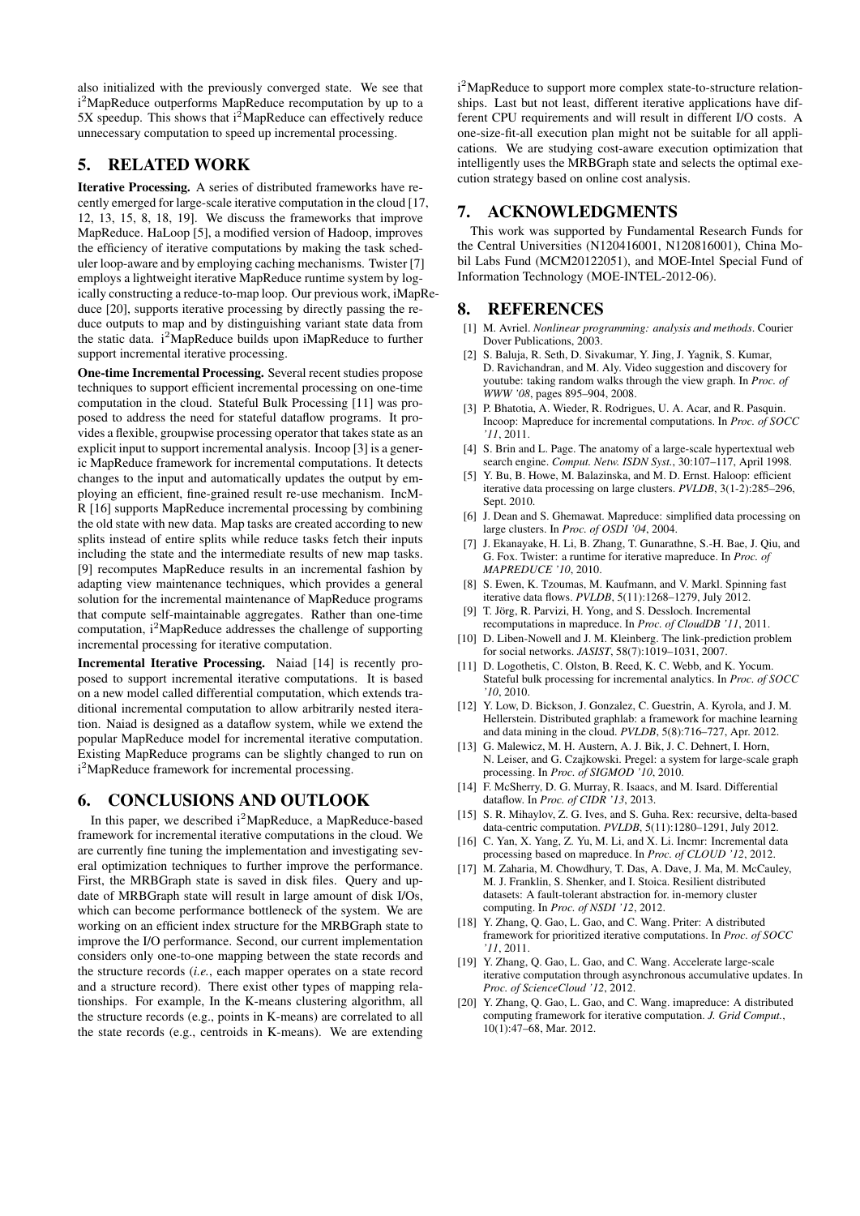also initialized with the previously converged state. We see that i$^2$MapReduce outperforms MapReduce recomputation by up to a 5X speedup. This shows that i$^2$MapReduce can effectively reduce unnecessary computation to speed up incremental processing.

## 5. RELATED WORK

**Iterative Processing.** A series of distributed frameworks have recently emerged for large-scale iterative computation in the cloud [17, 12, 13, 15, 8, 18, 19]. We discuss the frameworks that improve MapReduce. HaLoop [5], a modified version of Hadoop, improves the efficiency of iterative computations by making the task scheduler loop-aware and by employing caching mechanisms. Twister [7] employs a lightweight iterative MapReduce runtime system by logically constructing a reduce-to-map loop. Our previous work, iMapReduce [20], supports iterative processing by directly passing the reduce outputs to map and by distinguishing variant state data from the static data. i$^2$MapReduce builds upon iMapReduce to further support incremental iterative processing.

**One-time Incremental Processing.** Several recent studies propose techniques to support efficient incremental processing on one-time computation in the cloud. Stateful Bulk Processing [11] was proposed to address the need for stateful dataflow programs. It provides a flexible, groupwise processing operator that takes state as an explicit input to support incremental analysis. Incoop [3] is a generic MapReduce framework for incremental computations. It detects changes to the input and automatically updates the output by employing an efficient, fine-grained result re-use mechanism. IncMR [16] supports MapReduce incremental processing by combining the old state with new data. Map tasks are created according to new splits instead of entire splits while reduce tasks fetch their inputs including the state and the intermediate results of new map tasks. [9] recomputes MapReduce results in an incremental fashion by adapting view maintenance techniques, which provides a general solution for the incremental maintenance of MapReduce programs that compute self-maintainable aggregates. Rather than one-time computation, i$^2$MapReduce addresses the challenge of supporting incremental processing for iterative computation.

**Incremental Iterative Processing.** Naiad [14] is recently proposed to support incremental iterative computations. It is based on a new model called differential computation, which extends traditional incremental computation to allow arbitrarily nested iteration. Naiad is designed as a dataflow system, while we extend the popular MapReduce model for incremental iterative computation. Existing MapReduce programs can be slightly changed to run on i$^2$MapReduce framework for incremental processing.

## 6. CONCLUSIONS AND OUTLOOK

In this paper, we described i$^2$MapReduce, a MapReduce-based framework for incremental iterative computations in the cloud. We are currently fine tuning the implementation and investigating several optimization techniques to further improve the performance. First, the MRBGraph state is saved in disk files. Query and update of MRBGraph state will result in large amount of disk I/Os, which can become performance bottleneck of the system. We are working on an efficient index structure for the MRBGraph state to improve the I/O performance. Second, our current implementation considers only one-to-one mapping between the state records and the structure records (*i.e.*, each mapper operates on a state record and a structure record). There exist other types of mapping relationships. For example, In the K-means clustering algorithm, all the structure records (e.g., points in K-means) are correlated to all the state records (e.g., centroids in K-means). We are extending i$^2$MapReduce to support more complex state-to-structure relationships. Last but not least, different iterative applications have different CPU requirements and will result in different I/O costs. A one-size-fit-all execution plan might not be suitable for all applications. We are studying cost-aware execution optimization that intelligently uses the MRBGraph state and selects the optimal execution strategy based on online cost analysis.

## 7. ACKNOWLEDGMENTS

This work was supported by Fundamental Research Funds for the Central Universities (N120416001, N120816001), China Mobil Labs Fund (MCM20122051), and MOE-Intel Special Fund of Information Technology (MOE-INTEL-2012-06).

## 8. REFERENCES

[1] M. Avriel. *Nonlinear programming: analysis and methods*. Courier Dover Publications, 2003.

[2] S. Baluja, R. Seth, D. Sivakumar, Y. Jing, J. Yagnik, S. Kumar, D. Ravichandran, and M. Aly. Video suggestion and discovery for youtube: taking random walks through the view graph. In *Proc. of WWW '08*, pages 895–904, 2008.

[3] P. Bhatotia, A. Wieder, R. Rodrigues, U. A. Acar, and R. Pasquin. Incoop: Mapreduce for incremental computations. In *Proc. of SOCC '11*, 2011.

[4] S. Brin and L. Page. The anatomy of a large-scale hypertextual web search engine. *Comput. Netw. ISDN Syst.*, 30:107–117, April 1998.

[5] Y. Bu, B. Howe, M. Balazinska, and M. D. Ernst. Haloop: efficient iterative data processing on large clusters. *PVLDB*, 3(1-2):285–296, Sept. 2010.

[6] J. Dean and S. Ghemawat. Mapreduce: simplified data processing on large clusters. In *Proc. of OSDI '04*, 2004.

[7] J. Ekanayake, H. Li, B. Zhang, T. Gunarathne, S.-H. Bae, J. Qiu, and G. Fox. Twister: a runtime for iterative mapreduce. In *Proc. of MAPREDUCE '10*, 2010.

[8] S. Ewen, K. Tzoumas, M. Kaufmann, and V. Markl. Spinning fast iterative data flows. *PVLDB*, 5(11):1268–1279, July 2012.

[9] T. Jörg, R. Parvizi, H. Yong, and S. Dessloch. Incremental recomputations in mapreduce. In *Proc. of CloudDB '11*, 2011.

[10] D. Liben-Nowell and J. M. Kleinberg. The link-prediction problem for social networks. *JASIST*, 58(7):1019–1031, 2007.

[11] D. Logothetis, C. Olston, B. Reed, K. C. Webb, and K. Yocum. Stateful bulk processing for incremental analytics. In *Proc. of SOCC '10*, 2010.

[12] Y. Low, D. Bickson, J. Gonzalez, C. Guestrin, A. Kyrola, and J. M. Hellerstein. Distributed graphlab: a framework for machine learning and data mining in the cloud. *PVLDB*, 5(8):716–727, Apr. 2012.

[13] G. Malewicz, M. H. Austern, A. J. Bik, J. C. Dehnert, I. Horn, N. Leiser, and G. Czajkowski. Pregel: a system for large-scale graph processing. In *Proc. of SIGMOD '10*, 2010.

[14] F. McSherry, D. G. Murray, R. Isaacs, and M. Isard. Differential dataflow. In *Proc. of CIDR '13*, 2013.

[15] S. R. Mihaylov, Z. G. Ives, and S. Guha. Rex: recursive, delta-based data-centric computation. *PVLDB*, 5(11):1280–1291, July 2012.

[16] C. Yan, X. Yang, Z. Yu, M. Li, and X. Li. Incmr: Incremental data processing based on mapreduce. In *Proc. of CLOUD '12*, 2012.

[17] M. Zaharia, M. Chowdhury, T. Das, A. Dave, J. Ma, M. McCauley, M. J. Franklin, S. Shenker, and I. Stoica. Resilient distributed datasets: A fault-tolerant abstraction for. in-memory cluster computing. In *Proc. of NSDI '12*, 2012.

[18] Y. Zhang, Q. Gao, L. Gao, and C. Wang. Priter: A distributed framework for prioritized iterative computations. In *Proc. of SOCC '11*, 2011.

[19] Y. Zhang, Q. Gao, L. Gao, and C. Wang. Accelerate large-scale iterative computation through asynchronous accumulative updates. In *Proc. of ScienceCloud '12*, 2012.

[20] Y. Zhang, Q. Gao, L. Gao, and C. Wang. imapreduce: A distributed computing framework for iterative computation. *J. Grid Comput.*, 10(1):47–68, Mar. 2012.